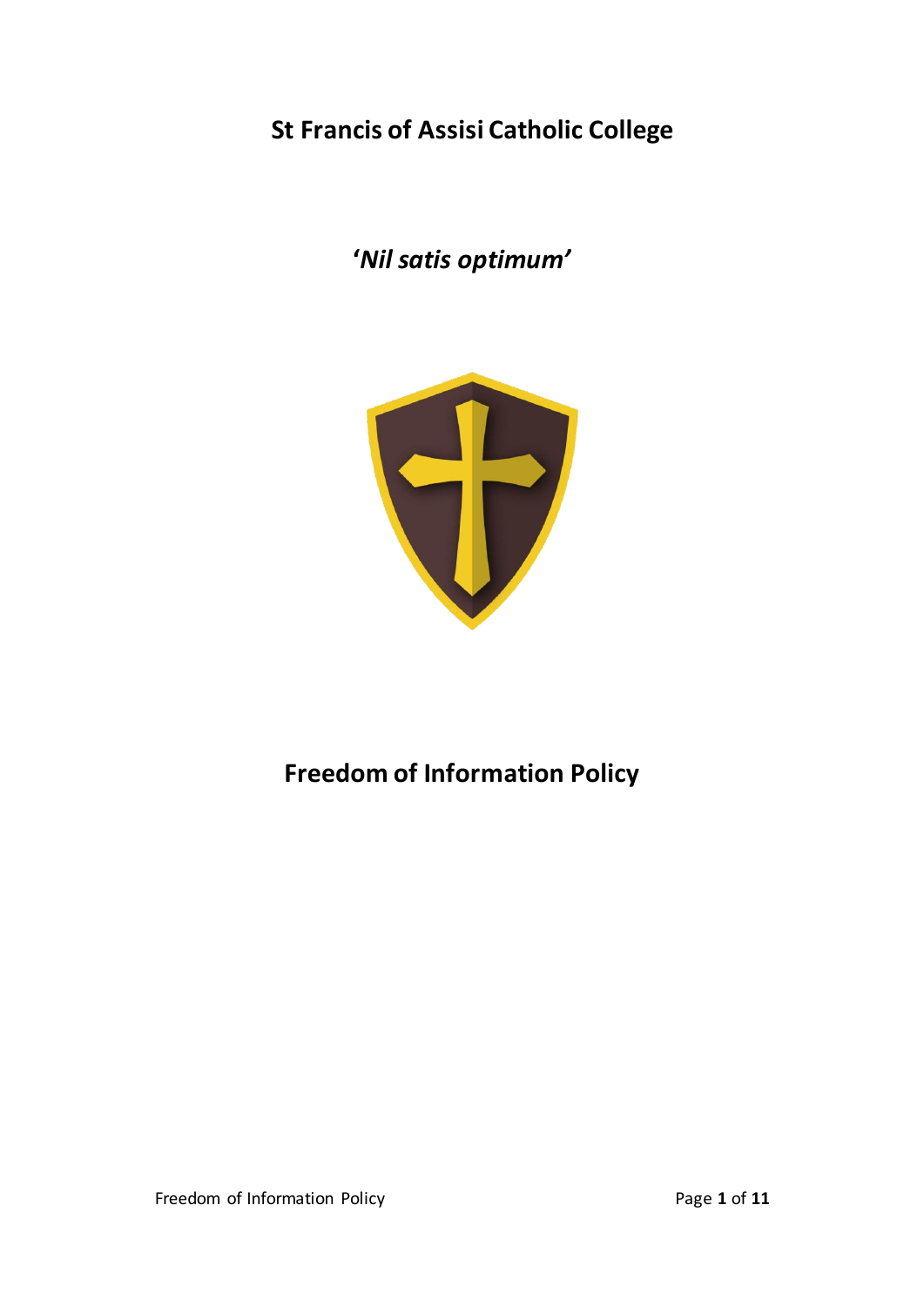# St Francis of Assisi Catholic College

***'Nil satis optimum'***

# Freedom of Information Policy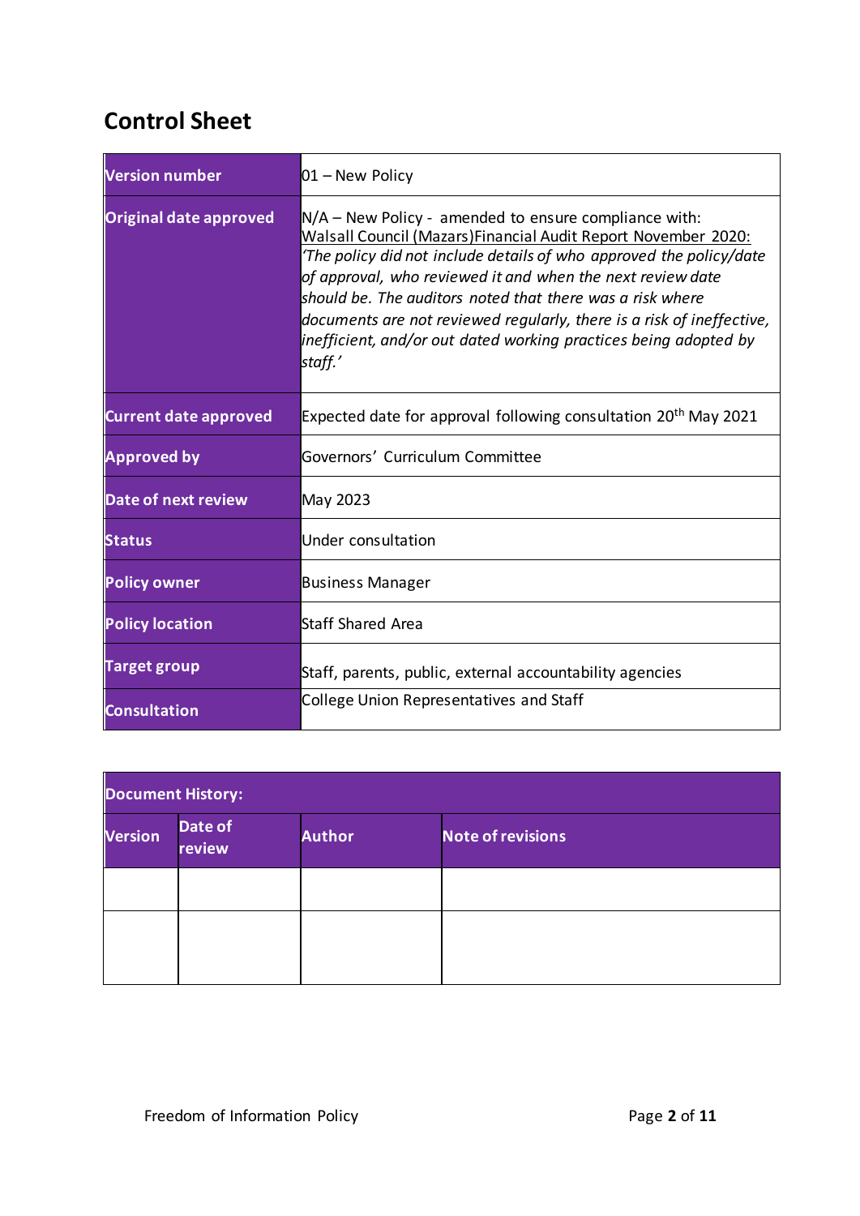## Control Sheet

| | |
|---|---|
| **Version number** | 01 – New Policy |
| **Original date approved** | N/A – New Policy - amended to ensure compliance with: Walsall Council (Mazars)Financial Audit Report November 2020: *'The policy did not include details of who approved the policy/date of approval, who reviewed it and when the next review date should be. The auditors noted that there was a risk where documents are not reviewed regularly, there is a risk of ineffective, inefficient, and/or out dated working practices being adopted by staff.'* |
| **Current date approved** | Expected date for approval following consultation 20th May 2021 |
| **Approved by** | Governors' Curriculum Committee |
| **Date of next review** | May 2023 |
| **Status** | Under consultation |
| **Policy owner** | Business Manager |
| **Policy location** | Staff Shared Area |
| **Target group** | Staff, parents, public, external accountability agencies |
| **Consultation** | College Union Representatives and Staff |

| **Document History:** | | | |
|---|---|---|---|
| **Version** | **Date of review** | **Author** | **Note of revisions** |
| | | | |
| | | | |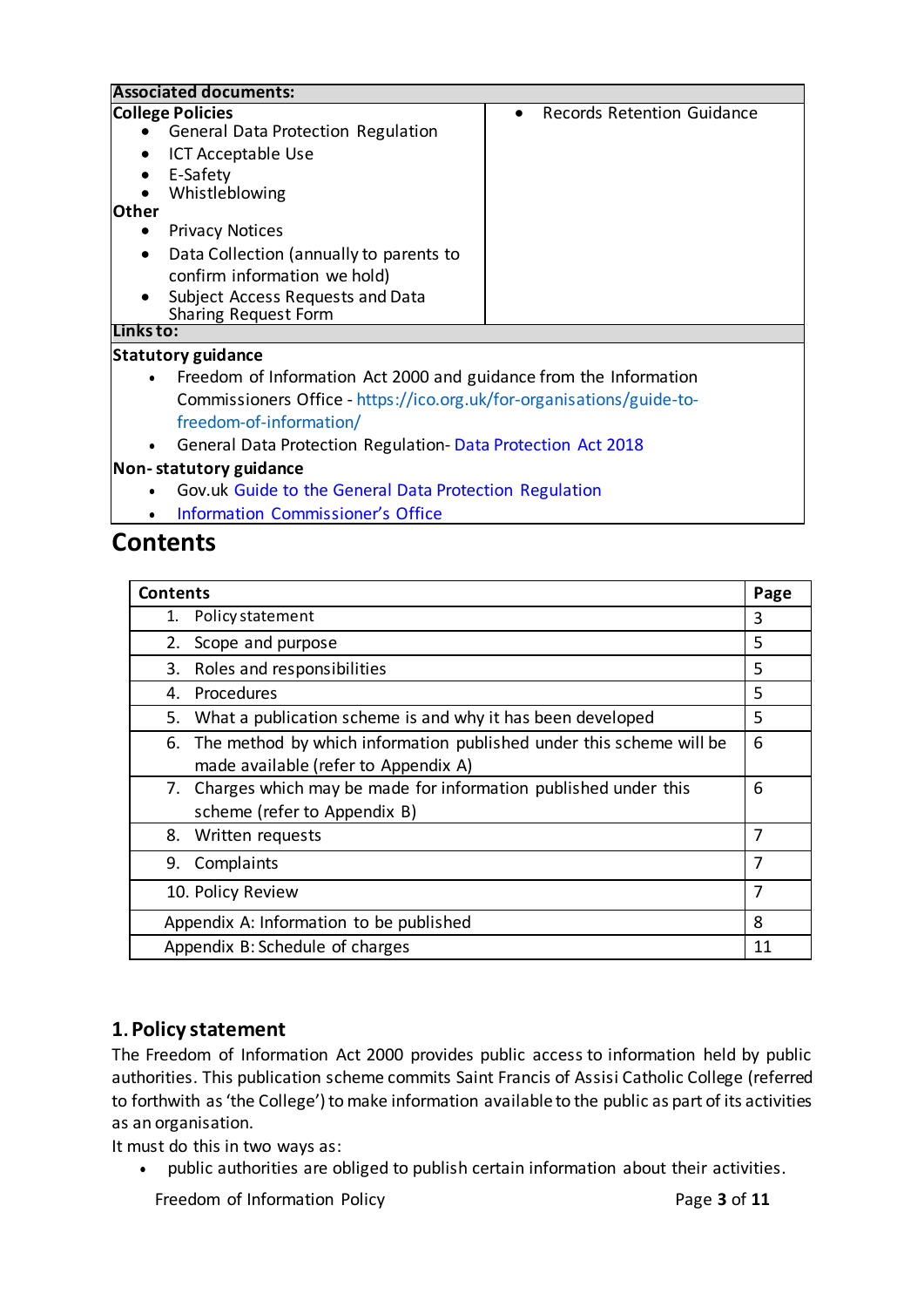| **Associated documents:** | |
|---|---|
| **College Policies**<br>• General Data Protection Regulation<br>• ICT Acceptable Use<br>• E-Safety<br>• Whistleblowing<br>**Other**<br>• Privacy Notices<br>• Data Collection (annually to parents to confirm information we hold)<br>• Subject Access Requests and Data Sharing Request Form | • Records Retention Guidance |
| **Links to:** | |
| **Statutory guidance**<br>• Freedom of Information Act 2000 and guidance from the Information Commissioners Office - https://ico.org.uk/for-organisations/guide-to-freedom-of-information/<br>• General Data Protection Regulation- Data Protection Act 2018<br>**Non- statutory guidance**<br>• Gov.uk Guide to the General Data Protection Regulation<br>• Information Commissioner's Office | |

## Contents

| Contents | Page |
|---|---|
| 1. Policy statement | 3 |
| 2. Scope and purpose | 5 |
| 3. Roles and responsibilities | 5 |
| 4. Procedures | 5 |
| 5. What a publication scheme is and why it has been developed | 5 |
| 6. The method by which information published under this scheme will be made available (refer to Appendix A) | 6 |
| 7. Charges which may be made for information published under this scheme (refer to Appendix B) | 6 |
| 8. Written requests | 7 |
| 9. Complaints | 7 |
| 10. Policy Review | 7 |
| Appendix A: Information to be published | 8 |
| Appendix B: Schedule of charges | 11 |

## 1. Policy statement

The Freedom of Information Act 2000 provides public access to information held by public authorities. This publication scheme commits Saint Francis of Assisi Catholic College (referred to forthwith as 'the College') to make information available to the public as part of its activities as an organisation.

It must do this in two ways as:

- public authorities are obliged to publish certain information about their activities.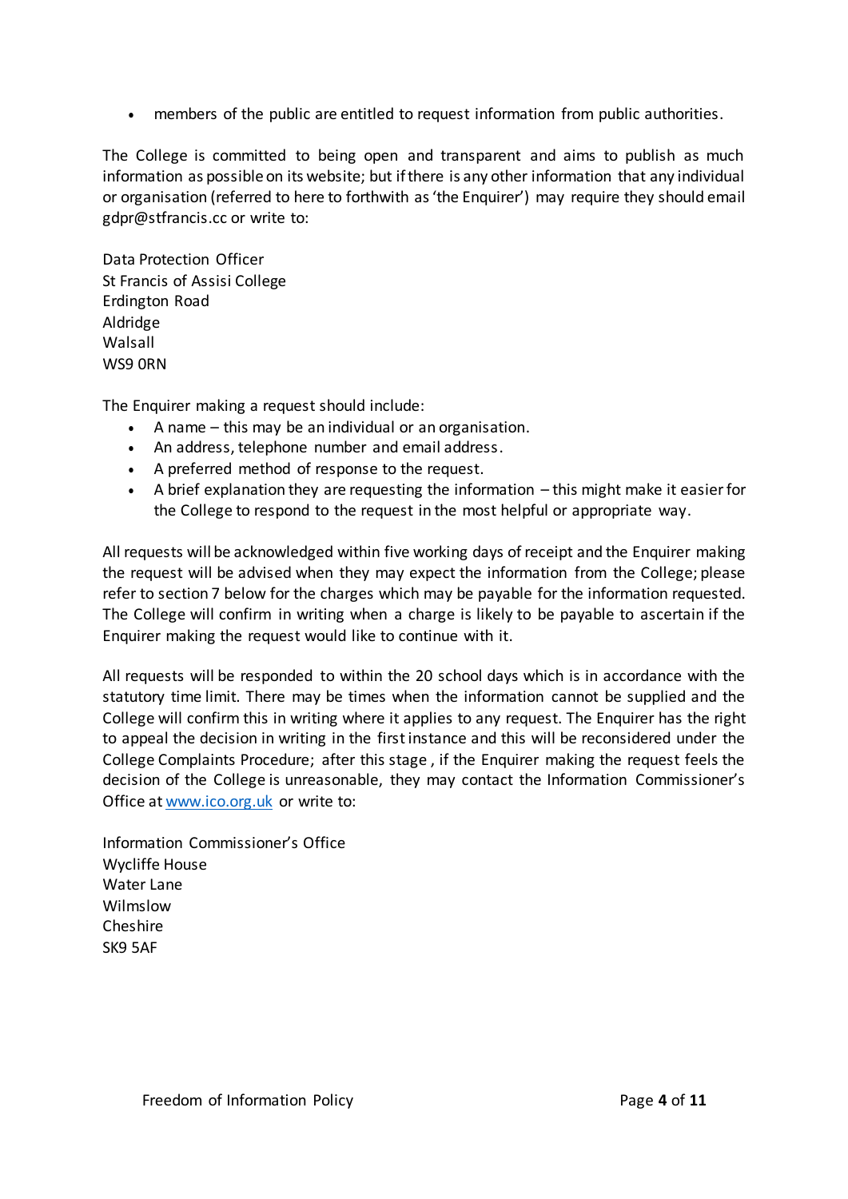- members of the public are entitled to request information from public authorities.

The College is committed to being open and transparent and aims to publish as much information as possible on its website; but if there is any other information that any individual or organisation (referred to here to forthwith as 'the Enquirer') may require they should email gdpr@stfrancis.cc or write to:

Data Protection Officer
St Francis of Assisi College
Erdington Road
Aldridge
Walsall
WS9 0RN

The Enquirer making a request should include:

- A name – this may be an individual or an organisation.
- An address, telephone number and email address.
- A preferred method of response to the request.
- A brief explanation they are requesting the information – this might make it easier for the College to respond to the request in the most helpful or appropriate way.

All requests will be acknowledged within five working days of receipt and the Enquirer making the request will be advised when they may expect the information from the College; please refer to section 7 below for the charges which may be payable for the information requested. The College will confirm in writing when a charge is likely to be payable to ascertain if the Enquirer making the request would like to continue with it.

All requests will be responded to within the 20 school days which is in accordance with the statutory time limit. There may be times when the information cannot be supplied and the College will confirm this in writing where it applies to any request. The Enquirer has the right to appeal the decision in writing in the first instance and this will be reconsidered under the College Complaints Procedure; after this stage , if the Enquirer making the request feels the decision of the College is unreasonable, they may contact the Information Commissioner's Office at [www.ico.org.uk](www.ico.org.uk) or write to:

Information Commissioner's Office
Wycliffe House
Water Lane
Wilmslow
Cheshire
SK9 5AF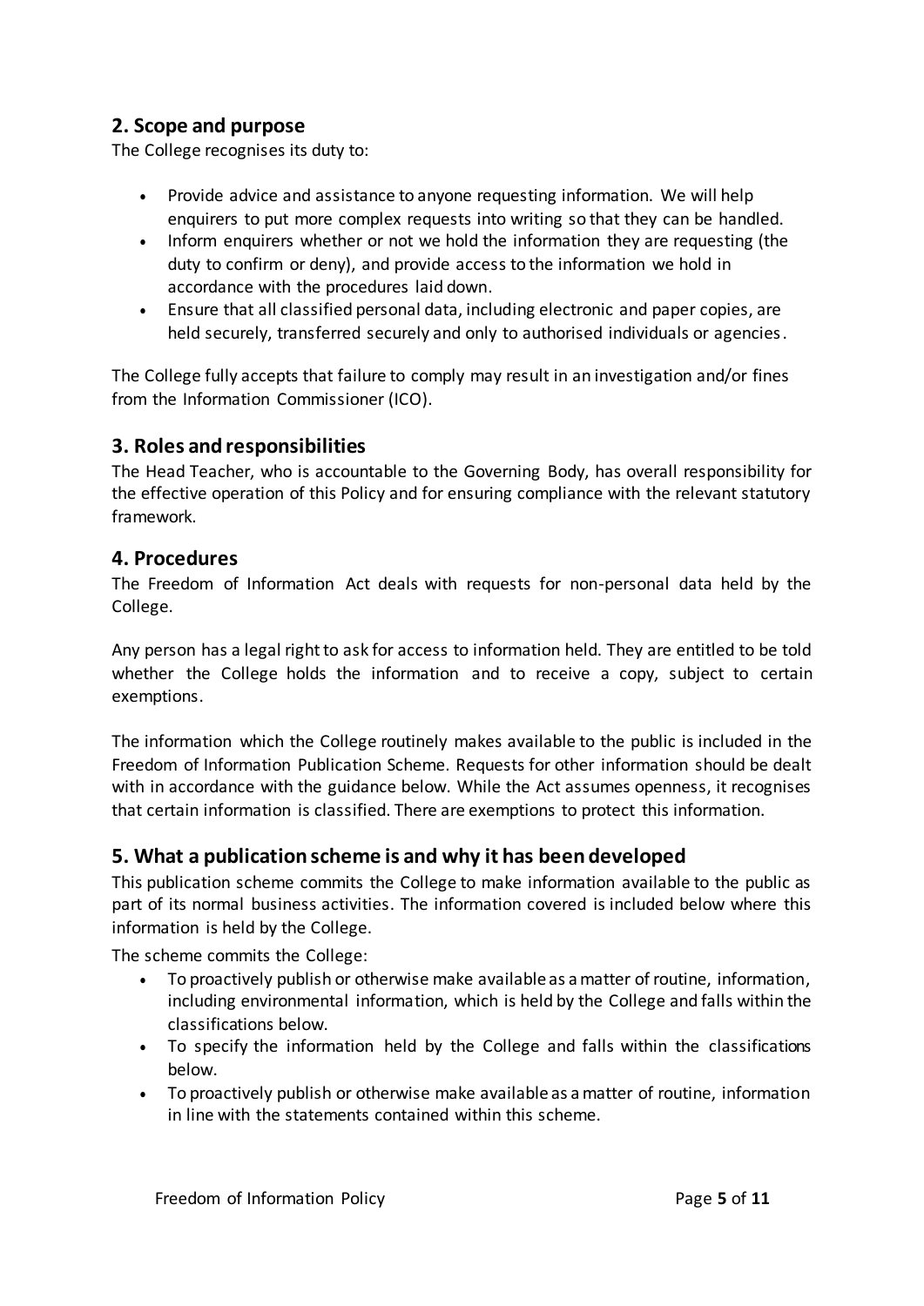## 2. Scope and purpose

The College recognises its duty to:

- Provide advice and assistance to anyone requesting information. We will help enquirers to put more complex requests into writing so that they can be handled.
- Inform enquirers whether or not we hold the information they are requesting (the duty to confirm or deny), and provide access to the information we hold in accordance with the procedures laid down.
- Ensure that all classified personal data, including electronic and paper copies, are held securely, transferred securely and only to authorised individuals or agencies.

The College fully accepts that failure to comply may result in an investigation and/or fines from the Information Commissioner (ICO).

## 3. Roles and responsibilities

The Head Teacher, who is accountable to the Governing Body, has overall responsibility for the effective operation of this Policy and for ensuring compliance with the relevant statutory framework.

## 4. Procedures

The Freedom of Information Act deals with requests for non-personal data held by the College.

Any person has a legal right to ask for access to information held. They are entitled to be told whether the College holds the information and to receive a copy, subject to certain exemptions.

The information which the College routinely makes available to the public is included in the Freedom of Information Publication Scheme. Requests for other information should be dealt with in accordance with the guidance below. While the Act assumes openness, it recognises that certain information is classified. There are exemptions to protect this information.

## 5. What a publication scheme is and why it has been developed

This publication scheme commits the College to make information available to the public as part of its normal business activities. The information covered is included below where this information is held by the College.

The scheme commits the College:

- To proactively publish or otherwise make available as a matter of routine, information, including environmental information, which is held by the College and falls within the classifications below.
- To specify the information held by the College and falls within the classifications below.
- To proactively publish or otherwise make available as a matter of routine, information in line with the statements contained within this scheme.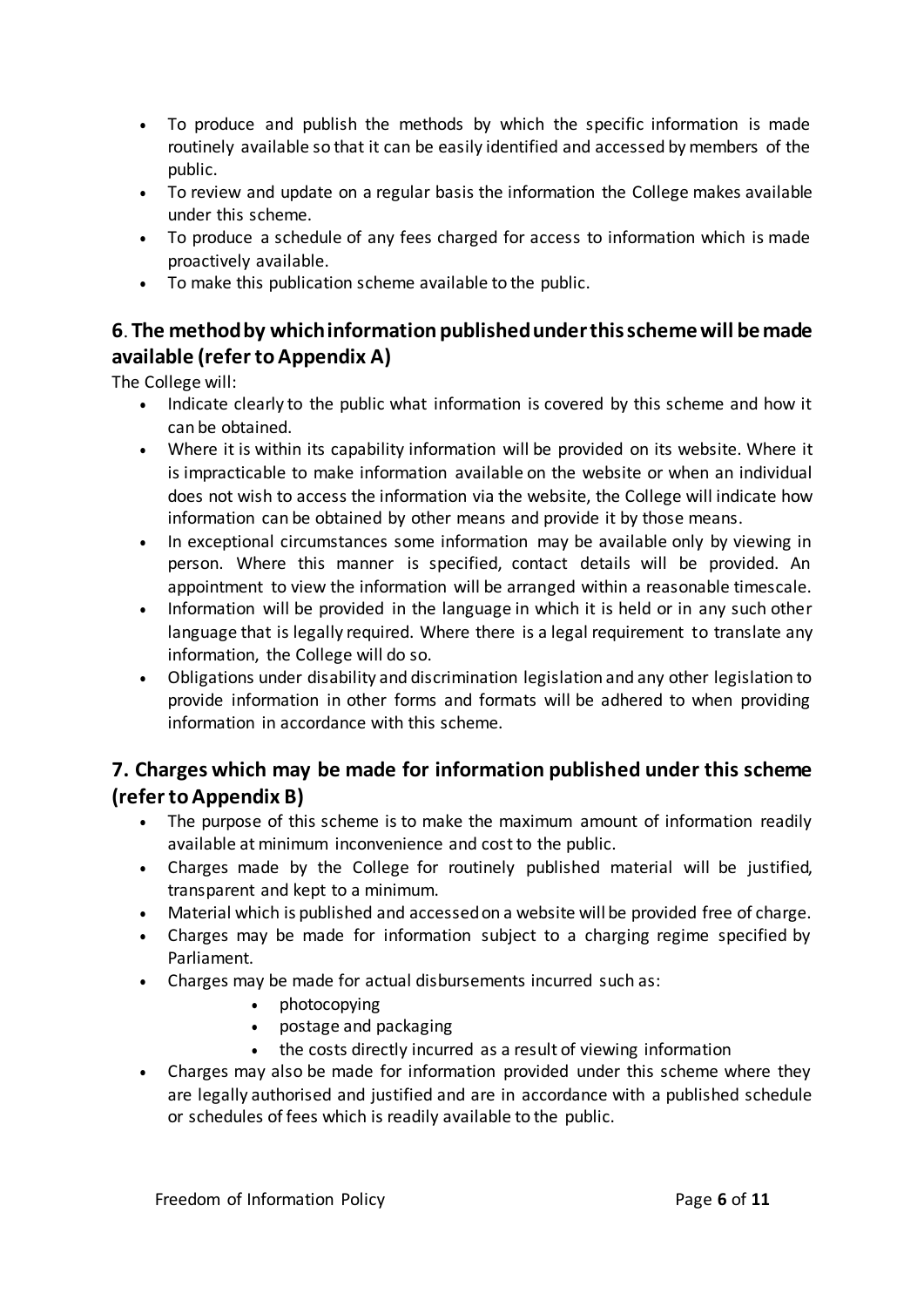- To produce and publish the methods by which the specific information is made routinely available so that it can be easily identified and accessed by members of the public.
- To review and update on a regular basis the information the College makes available under this scheme.
- To produce a schedule of any fees charged for access to information which is made proactively available.
- To make this publication scheme available to the public.

## 6. The method by which information published under this scheme will be made available (refer to Appendix A)

The College will:

- Indicate clearly to the public what information is covered by this scheme and how it can be obtained.
- Where it is within its capability information will be provided on its website. Where it is impracticable to make information available on the website or when an individual does not wish to access the information via the website, the College will indicate how information can be obtained by other means and provide it by those means.
- In exceptional circumstances some information may be available only by viewing in person. Where this manner is specified, contact details will be provided. An appointment to view the information will be arranged within a reasonable timescale.
- Information will be provided in the language in which it is held or in any such other language that is legally required. Where there is a legal requirement to translate any information, the College will do so.
- Obligations under disability and discrimination legislation and any other legislation to provide information in other forms and formats will be adhered to when providing information in accordance with this scheme.

## 7. Charges which may be made for information published under this scheme (refer to Appendix B)

- The purpose of this scheme is to make the maximum amount of information readily available at minimum inconvenience and cost to the public.
- Charges made by the College for routinely published material will be justified, transparent and kept to a minimum.
- Material which is published and accessed on a website will be provided free of charge.
- Charges may be made for information subject to a charging regime specified by Parliament.
- Charges may be made for actual disbursements incurred such as:
    - photocopying
    - postage and packaging
    - the costs directly incurred as a result of viewing information
- Charges may also be made for information provided under this scheme where they are legally authorised and justified and are in accordance with a published schedule or schedules of fees which is readily available to the public.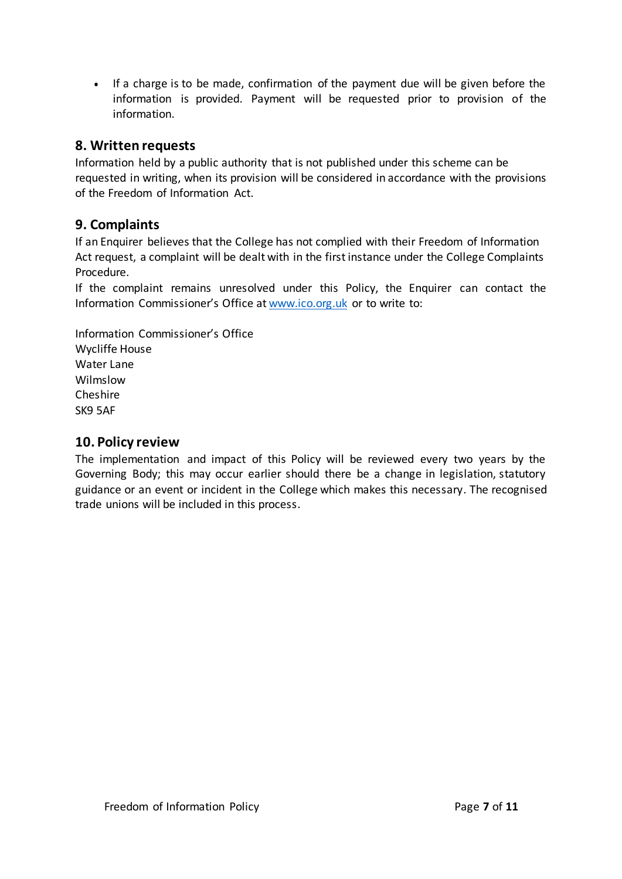- If a charge is to be made, confirmation of the payment due will be given before the information is provided. Payment will be requested prior to provision of the information.

## 8. Written requests

Information held by a public authority that is not published under this scheme can be requested in writing, when its provision will be considered in accordance with the provisions of the Freedom of Information Act.

## 9. Complaints

If an Enquirer believes that the College has not complied with their Freedom of Information Act request, a complaint will be dealt with in the first instance under the College Complaints Procedure.

If the complaint remains unresolved under this Policy, the Enquirer can contact the Information Commissioner's Office at [www.ico.org.uk](http://www.ico.org.uk) or to write to:

Information Commissioner's Office
Wycliffe House
Water Lane
Wilmslow
Cheshire
SK9 5AF

## 10. Policy review

The implementation and impact of this Policy will be reviewed every two years by the Governing Body; this may occur earlier should there be a change in legislation, statutory guidance or an event or incident in the College which makes this necessary. The recognised trade unions will be included in this process.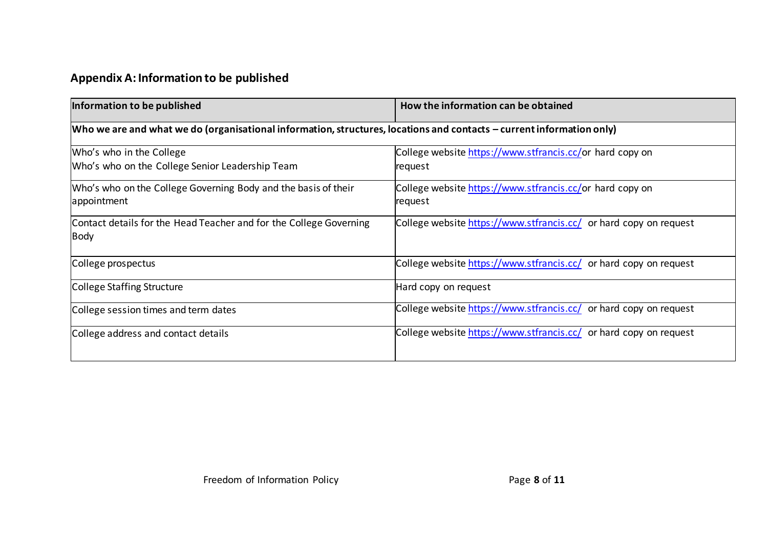## Appendix A: Information to be published

| Information to be published | How the information can be obtained |
|---|---|
| **Who we are and what we do (organisational information, structures, locations and contacts – current information only)** | |
| Who's who in the College<br>Who's who on the College Senior Leadership Team | College website https://www.stfrancis.cc/or hard copy on request |
| Who's who on the College Governing Body and the basis of their appointment | College website https://www.stfrancis.cc/or hard copy on request |
| Contact details for the Head Teacher and for the College Governing Body | College website https://www.stfrancis.cc/ or hard copy on request |
| College prospectus | College website https://www.stfrancis.cc/ or hard copy on request |
| College Staffing Structure | Hard copy on request |
| College session times and term dates | College website https://www.stfrancis.cc/ or hard copy on request |
| College address and contact details | College website https://www.stfrancis.cc/ or hard copy on request |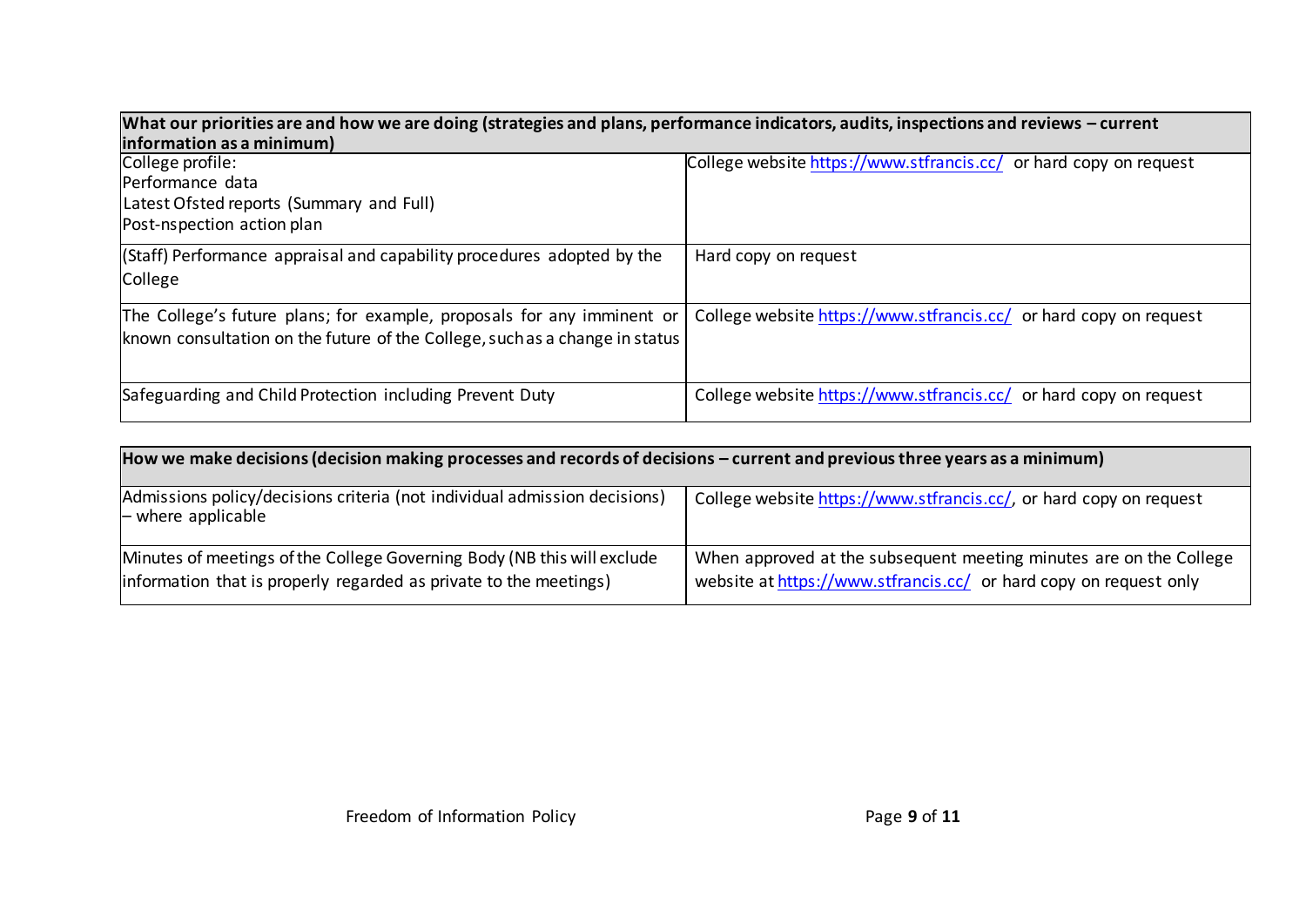| What our priorities are and how we are doing (strategies and plans, performance indicators, audits, inspections and reviews – current information as a minimum) | |
|---|---|
| College profile:<br>Performance data<br>Latest Ofsted reports (Summary and Full)<br>Post-nspection action plan | College website https://www.stfrancis.cc/ or hard copy on request |
| (Staff) Performance appraisal and capability procedures adopted by the College | Hard copy on request |
| The College's future plans; for example, proposals for any imminent or known consultation on the future of the College, such as a change in status | College website https://www.stfrancis.cc/ or hard copy on request |
| Safeguarding and Child Protection including Prevent Duty | College website https://www.stfrancis.cc/ or hard copy on request |

| How we make decisions (decision making processes and records of decisions – current and previous three years as a minimum) | |
|---|---|
| Admissions policy/decisions criteria (not individual admission decisions) – where applicable | College website https://www.stfrancis.cc/, or hard copy on request |
| Minutes of meetings of the College Governing Body (NB this will exclude information that is properly regarded as private to the meetings) | When approved at the subsequent meeting minutes are on the College website at https://www.stfrancis.cc/ or hard copy on request only |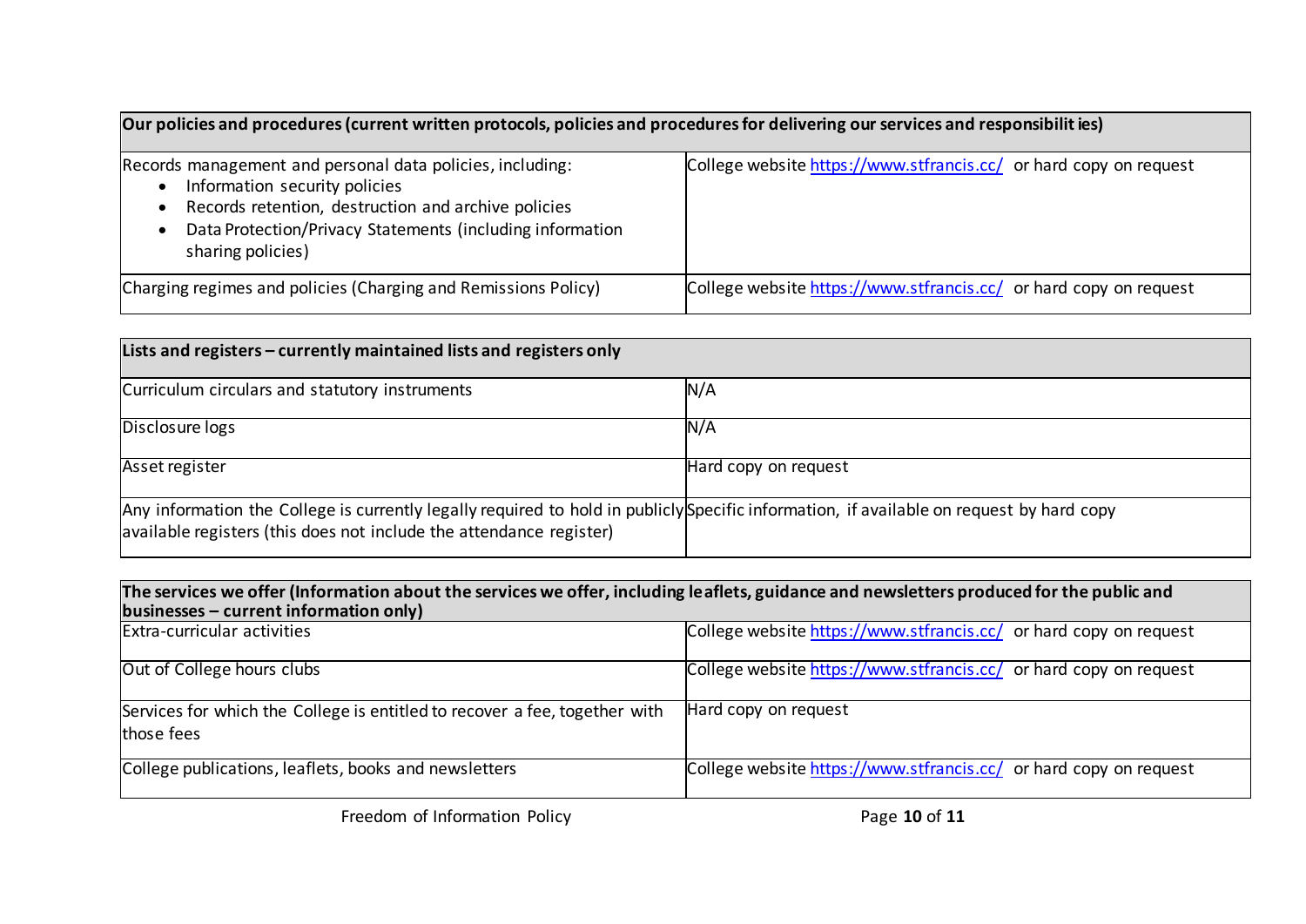| Our policies and procedures (current written protocols, policies and procedures for delivering our services and responsibilities) | |
|---|---|
| Records management and personal data policies, including:<br>• Information security policies<br>• Records retention, destruction and archive policies<br>• Data Protection/Privacy Statements (including information sharing policies) | College website https://www.stfrancis.cc/ or hard copy on request |
| Charging regimes and policies (Charging and Remissions Policy) | College website https://www.stfrancis.cc/ or hard copy on request |

| Lists and registers – currently maintained lists and registers only | |
|---|---|
| Curriculum circulars and statutory instruments | N/A |
| Disclosure logs | N/A |
| Asset register | Hard copy on request |
| Any information the College is currently legally required to hold in publicly available registers (this does not include the attendance register) | Specific information, if available on request by hard copy |

| The services we offer (Information about the services we offer, including leaflets, guidance and newsletters produced for the public and businesses – current information only) | |
|---|---|
| Extra-curricular activities | College website https://www.stfrancis.cc/ or hard copy on request |
| Out of College hours clubs | College website https://www.stfrancis.cc/ or hard copy on request |
| Services for which the College is entitled to recover a fee, together with those fees | Hard copy on request |
| College publications, leaflets, books and newsletters | College website https://www.stfrancis.cc/ or hard copy on request |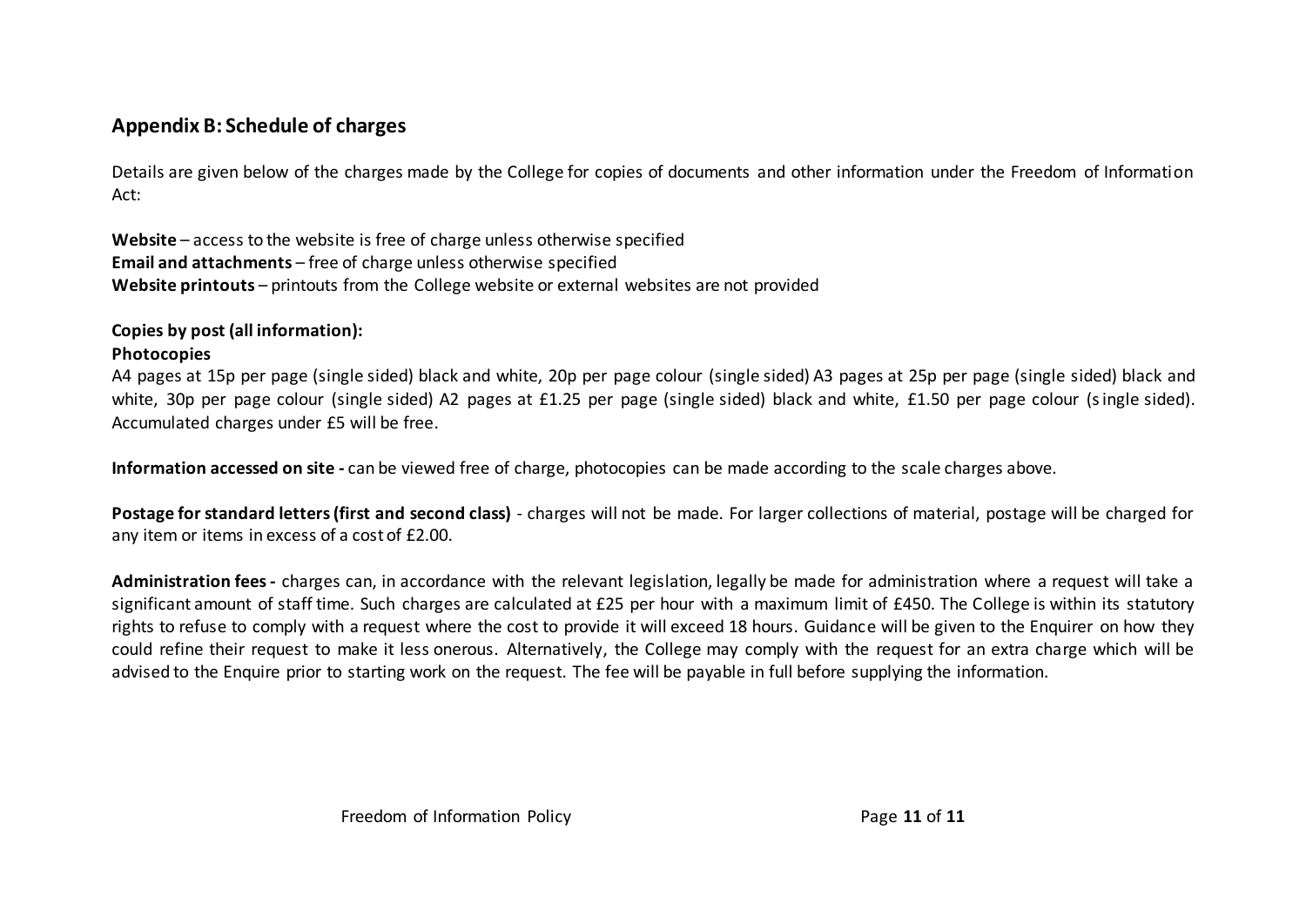## Appendix B: Schedule of charges

Details are given below of the charges made by the College for copies of documents and other information under the Freedom of Information Act:

**Website** – access to the website is free of charge unless otherwise specified
**Email and attachments** – free of charge unless otherwise specified
**Website printouts** – printouts from the College website or external websites are not provided

**Copies by post (all information):**
**Photocopies**
A4 pages at 15p per page (single sided) black and white, 20p per page colour (single sided) A3 pages at 25p per page (single sided) black and white, 30p per page colour (single sided) A2 pages at £1.25 per page (single sided) black and white, £1.50 per page colour (single sided). Accumulated charges under £5 will be free.

**Information accessed on site -** can be viewed free of charge, photocopies can be made according to the scale charges above.

**Postage for standard letters (first and second class)** - charges will not be made. For larger collections of material, postage will be charged for any item or items in excess of a cost of £2.00.

**Administration fees -** charges can, in accordance with the relevant legislation, legally be made for administration where a request will take a significant amount of staff time. Such charges are calculated at £25 per hour with a maximum limit of £450. The College is within its statutory rights to refuse to comply with a request where the cost to provide it will exceed 18 hours. Guidance will be given to the Enquirer on how they could refine their request to make it less onerous. Alternatively, the College may comply with the request for an extra charge which will be advised to the Enquire prior to starting work on the request. The fee will be payable in full before supplying the information.